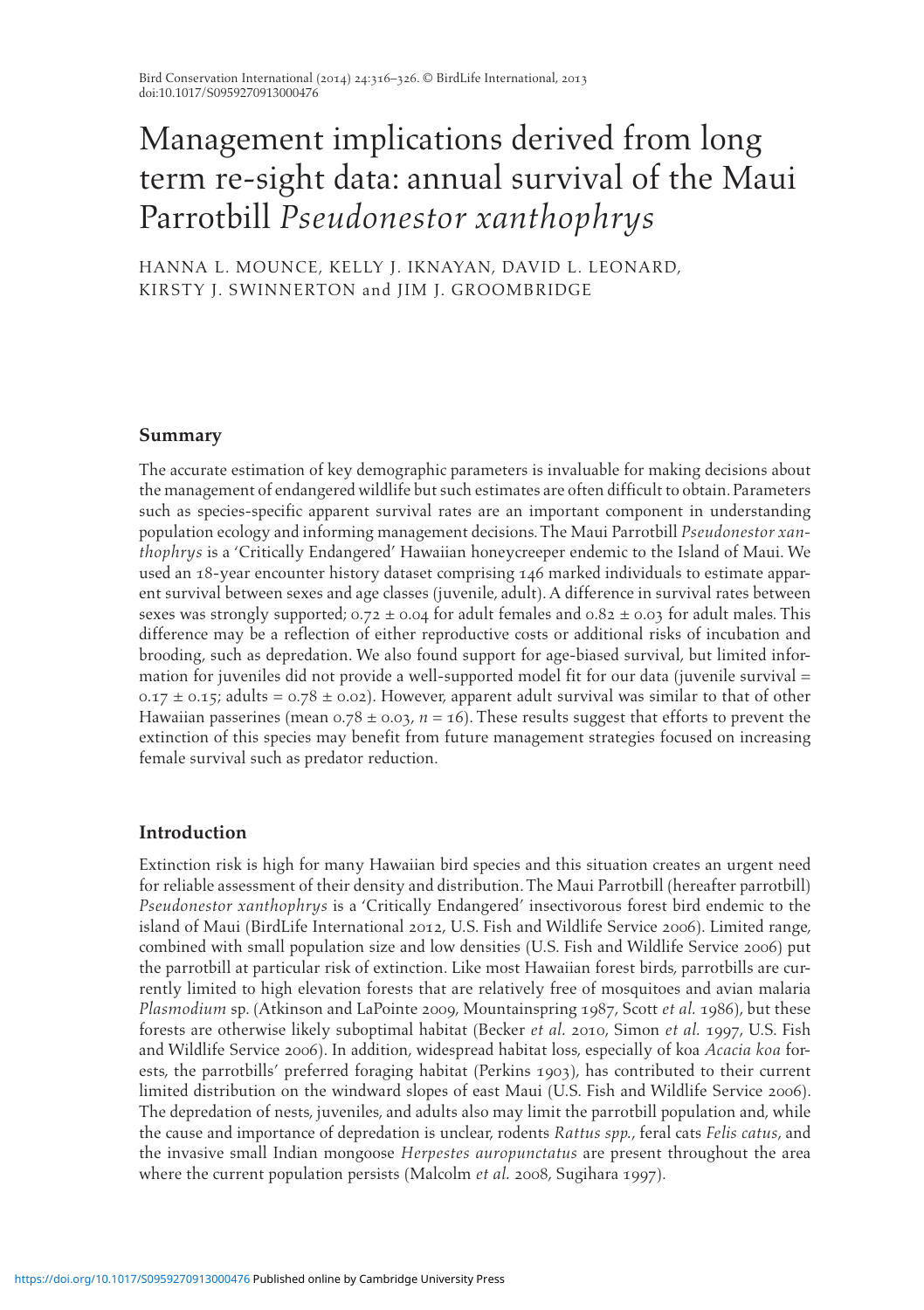# Management implications derived from long term re-sight data: annual survival of the Maui Parrotbill *Pseudonestor xanthophrys*

HANNA L. MOUNCE, KELLY J. IKNAYAN, DAVID L. LEONARD, KIRSTY J. SWINNERTON and JIM J. GROOMBRIDGE

## Summary

The accurate estimation of key demographic parameters is invaluable for making decisions about the management of endangered wildlife but such estimates are often difficult to obtain. Parameters such as species-specific apparent survival rates are an important component in understanding population ecology and informing management decisions. The Maui Parrotbill *Pseudonestor xanthophrys* is a 'Critically Endangered' Hawaiian honeycreeper endemic to the Island of Maui. We used an 18-year encounter history dataset comprising 146 marked individuals to estimate apparent survival between sexes and age classes (juvenile, adult). A difference in survival rates between sexes was strongly supported; $0.72 \pm 0.04$ for adult females and $0.82 \pm 0.03$ for adult males. This difference may be a reflection of either reproductive costs or additional risks of incubation and brooding, such as depredation. We also found support for age-biased survival, but limited information for juveniles did not provide a well-supported model fit for our data (juvenile survival = $0.17 \pm 0.15$; adults = $0.78 \pm 0.02$). However, apparent adult survival was similar to that of other Hawaiian passerines (mean $0.78 \pm 0.03$, $n = 16$). These results suggest that efforts to prevent the extinction of this species may benefit from future management strategies focused on increasing female survival such as predator reduction.

## Introduction

Extinction risk is high for many Hawaiian bird species and this situation creates an urgent need for reliable assessment of their density and distribution. The Maui Parrotbill (hereafter parrotbill) *Pseudonestor xanthophrys* is a 'Critically Endangered' insectivorous forest bird endemic to the island of Maui (BirdLife International 2012, U.S. Fish and Wildlife Service 2006). Limited range, combined with small population size and low densities (U.S. Fish and Wildlife Service 2006) put the parrotbill at particular risk of extinction. Like most Hawaiian forest birds, parrotbills are currently limited to high elevation forests that are relatively free of mosquitoes and avian malaria *Plasmodium* sp. (Atkinson and LaPointe 2009, Mountainspring 1987, Scott *et al.* 1986), but these forests are otherwise likely suboptimal habitat (Becker *et al.* 2010, Simon *et al.* 1997, U.S. Fish and Wildlife Service 2006). In addition, widespread habitat loss, especially of koa *Acacia koa* forests, the parrotbills' preferred foraging habitat (Perkins 1903), has contributed to their current limited distribution on the windward slopes of east Maui (U.S. Fish and Wildlife Service 2006). The depredation of nests, juveniles, and adults also may limit the parrotbill population and, while the cause and importance of depredation is unclear, rodents *Rattus spp.*, feral cats *Felis catus*, and the invasive small Indian mongoose *Herpestes auropunctatus* are present throughout the area where the current population persists (Malcolm *et al.* 2008, Sugihara 1997).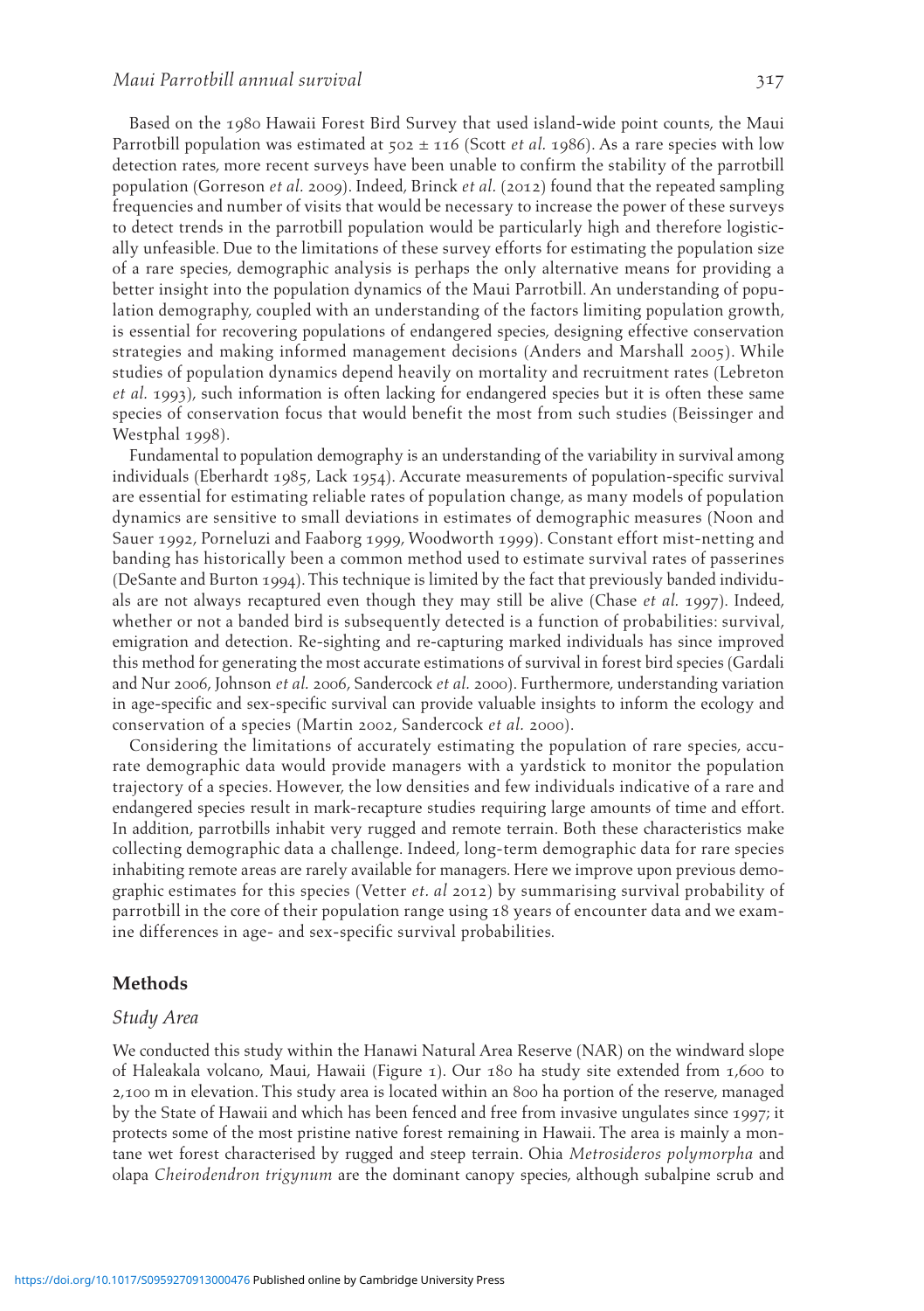Based on the 1980 Hawaii Forest Bird Survey that used island-wide point counts, the Maui Parrotbill population was estimated at 502 ± 116 (Scott *et al.* 1986). As a rare species with low detection rates, more recent surveys have been unable to confirm the stability of the parrotbill population (Gorreson *et al.* 2009). Indeed, Brinck *et al.* (2012) found that the repeated sampling frequencies and number of visits that would be necessary to increase the power of these surveys to detect trends in the parrotbill population would be particularly high and therefore logistically unfeasible. Due to the limitations of these survey efforts for estimating the population size of a rare species, demographic analysis is perhaps the only alternative means for providing a better insight into the population dynamics of the Maui Parrotbill. An understanding of population demography, coupled with an understanding of the factors limiting population growth, is essential for recovering populations of endangered species, designing effective conservation strategies and making informed management decisions (Anders and Marshall 2005). While studies of population dynamics depend heavily on mortality and recruitment rates (Lebreton *et al.* 1993), such information is often lacking for endangered species but it is often these same species of conservation focus that would benefit the most from such studies (Beissinger and Westphal 1998).

Fundamental to population demography is an understanding of the variability in survival among individuals (Eberhardt 1985, Lack 1954). Accurate measurements of population-specific survival are essential for estimating reliable rates of population change, as many models of population dynamics are sensitive to small deviations in estimates of demographic measures (Noon and Sauer 1992, Porneluzi and Faaborg 1999, Woodworth 1999). Constant effort mist-netting and banding has historically been a common method used to estimate survival rates of passerines (DeSante and Burton 1994). This technique is limited by the fact that previously banded individuals are not always recaptured even though they may still be alive (Chase *et al.* 1997). Indeed, whether or not a banded bird is subsequently detected is a function of probabilities: survival, emigration and detection. Re-sighting and re-capturing marked individuals has since improved this method for generating the most accurate estimations of survival in forest bird species (Gardali and Nur 2006, Johnson *et al.* 2006, Sandercock *et al.* 2000). Furthermore, understanding variation in age-specific and sex-specific survival can provide valuable insights to inform the ecology and conservation of a species (Martin 2002, Sandercock *et al.* 2000).

Considering the limitations of accurately estimating the population of rare species, accurate demographic data would provide managers with a yardstick to monitor the population trajectory of a species. However, the low densities and few individuals indicative of a rare and endangered species result in mark-recapture studies requiring large amounts of time and effort. In addition, parrotbills inhabit very rugged and remote terrain. Both these characteristics make collecting demographic data a challenge. Indeed, long-term demographic data for rare species inhabiting remote areas are rarely available for managers. Here we improve upon previous demographic estimates for this species (Vetter *et. al* 2012) by summarising survival probability of parrotbill in the core of their population range using 18 years of encounter data and we examine differences in age- and sex-specific survival probabilities.

## Methods

### *Study Area*

We conducted this study within the Hanawi Natural Area Reserve (NAR) on the windward slope of Haleakala volcano, Maui, Hawaii (Figure 1). Our 180 ha study site extended from 1,600 to 2,100 m in elevation. This study area is located within an 800 ha portion of the reserve, managed by the State of Hawaii and which has been fenced and free from invasive ungulates since 1997; it protects some of the most pristine native forest remaining in Hawaii. The area is mainly a montane wet forest characterised by rugged and steep terrain. Ohia *Metrosideros polymorpha* and olapa *Cheirodendron trigynum* are the dominant canopy species, although subalpine scrub and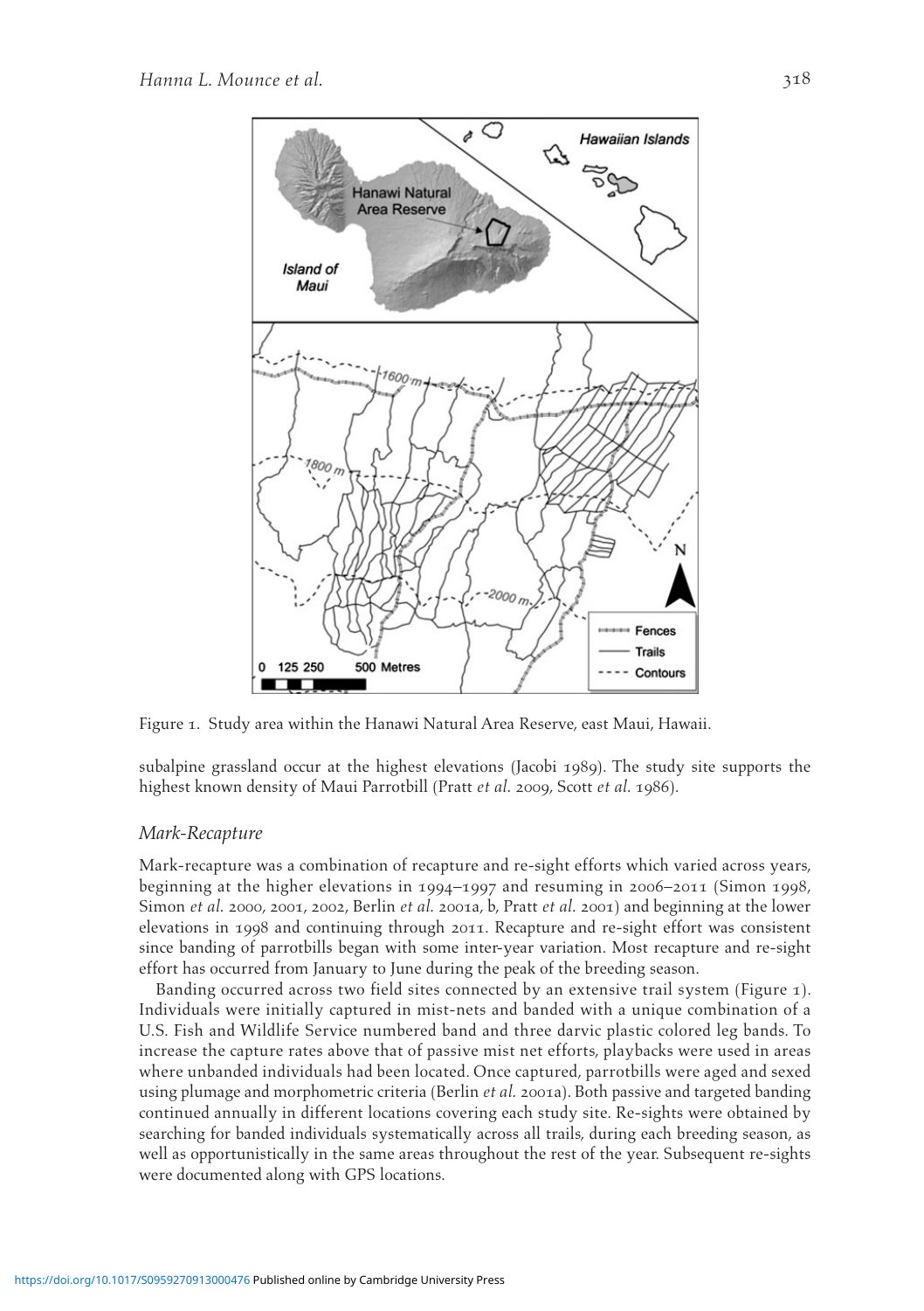Figure 1. Study area within the Hanawi Natural Area Reserve, east Maui, Hawaii.

subalpine grassland occur at the highest elevations (Jacobi 1989). The study site supports the highest known density of Maui Parrotbill (Pratt *et al.* 2009, Scott *et al.* 1986).

### *Mark-Recapture*

Mark-recapture was a combination of recapture and re-sight efforts which varied across years, beginning at the higher elevations in 1994–1997 and resuming in 2006–2011 (Simon 1998, Simon *et al.* 2000, 2001, 2002, Berlin *et al.* 2001a, b, Pratt *et al.* 2001) and beginning at the lower elevations in 1998 and continuing through 2011. Recapture and re-sight effort was consistent since banding of parrotbills began with some inter-year variation. Most recapture and re-sight effort has occurred from January to June during the peak of the breeding season.

Banding occurred across two field sites connected by an extensive trail system (Figure 1). Individuals were initially captured in mist-nets and banded with a unique combination of a U.S. Fish and Wildlife Service numbered band and three darvic plastic colored leg bands. To increase the capture rates above that of passive mist net efforts, playbacks were used in areas where unbanded individuals had been located. Once captured, parrotbills were aged and sexed using plumage and morphometric criteria (Berlin *et al.* 2001a). Both passive and targeted banding continued annually in different locations covering each study site. Re-sights were obtained by searching for banded individuals systematically across all trails, during each breeding season, as well as opportunistically in the same areas throughout the rest of the year. Subsequent re-sights were documented along with GPS locations.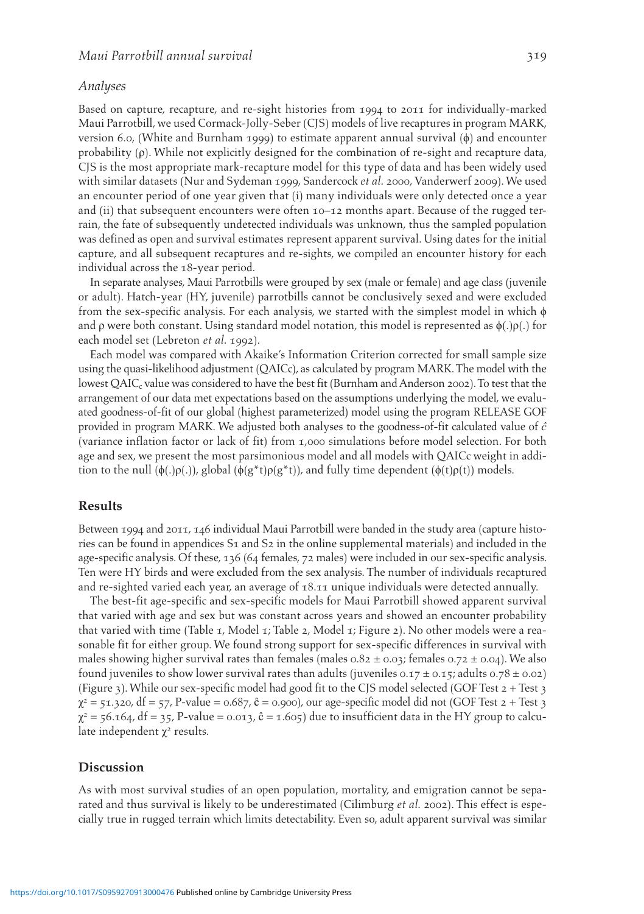### Analyses

Based on capture, recapture, and re-sight histories from 1994 to 2011 for individually-marked Maui Parrotbill, we used Cormack-Jolly-Seber (CJS) models of live recaptures in program MARK, version 6.0, (White and Burnham 1999) to estimate apparent annual survival ($\phi$) and encounter probability ($\rho$). While not explicitly designed for the combination of re-sight and recapture data, CJS is the most appropriate mark-recapture model for this type of data and has been widely used with similar datasets (Nur and Sydeman 1999, Sandercock *et al.* 2000, Vanderwerf 2009). We used an encounter period of one year given that (i) many individuals were only detected once a year and (ii) that subsequent encounters were often 10–12 months apart. Because of the rugged terrain, the fate of subsequently undetected individuals was unknown, thus the sampled population was defined as open and survival estimates represent apparent survival. Using dates for the initial capture, and all subsequent recaptures and re-sights, we compiled an encounter history for each individual across the 18-year period.

In separate analyses, Maui Parrotbills were grouped by sex (male or female) and age class (juvenile or adult). Hatch-year (HY, juvenile) parrotbills cannot be conclusively sexed and were excluded from the sex-specific analysis. For each analysis, we started with the simplest model in which $\phi$ and $\rho$ were both constant. Using standard model notation, this model is represented as $\phi(.)\rho(.)$ for each model set (Lebreton *et al.* 1992).

Each model was compared with Akaike's Information Criterion corrected for small sample size using the quasi-likelihood adjustment (QAICc), as calculated by program MARK. The model with the lowest $QAIC_c$ value was considered to have the best fit (Burnham and Anderson 2002). To test that the arrangement of our data met expectations based on the assumptions underlying the model, we evaluated goodness-of-fit of our global (highest parameterized) model using the program RELEASE GOF provided in program MARK. We adjusted both analyses to the goodness-of-fit calculated value of $\hat{c}$ (variance inflation factor or lack of fit) from 1,000 simulations before model selection. For both age and sex, we present the most parsimonious model and all models with QAICc weight in addition to the null ($\phi(.)\rho(.)$), global ($\phi(g^*t)\rho(g^*t)$), and fully time dependent ($\phi(t)\rho(t)$) models.

## Results

Between 1994 and 2011, 146 individual Maui Parrotbill were banded in the study area (capture histories can be found in appendices S1 and S2 in the online supplemental materials) and included in the age-specific analysis. Of these, 136 (64 females, 72 males) were included in our sex-specific analysis. Ten were HY birds and were excluded from the sex analysis. The number of individuals recaptured and re-sighted varied each year, an average of 18.11 unique individuals were detected annually.

The best-fit age-specific and sex-specific models for Maui Parrotbill showed apparent survival that varied with age and sex but was constant across years and showed an encounter probability that varied with time (Table 1, Model 1; Table 2, Model 1; Figure 2). No other models were a reasonable fit for either group. We found strong support for sex-specific differences in survival with males showing higher survival rates than females (males $0.82 \pm 0.03$; females $0.72 \pm 0.04$). We also found juveniles to show lower survival rates than adults (juveniles $0.17 \pm 0.15$; adults $0.78 \pm 0.02$) (Figure 3). While our sex-specific model had good fit to the CJS model selected (GOF Test 2 + Test 3 $\chi^2 = 51.320$, df = 57, P-value = 0.687, $\hat{c} = 0.900$), our age-specific model did not (GOF Test 2 + Test 3 $\chi^2 = 56.164$, df = 35, P-value = 0.013, $\hat{c} = 1.605$) due to insufficient data in the HY group to calculate independent $\chi^2$ results.

## Discussion

As with most survival studies of an open population, mortality, and emigration cannot be separated and thus survival is likely to be underestimated (Cilimburg *et al.* 2002). This effect is especially true in rugged terrain which limits detectability. Even so, adult apparent survival was similar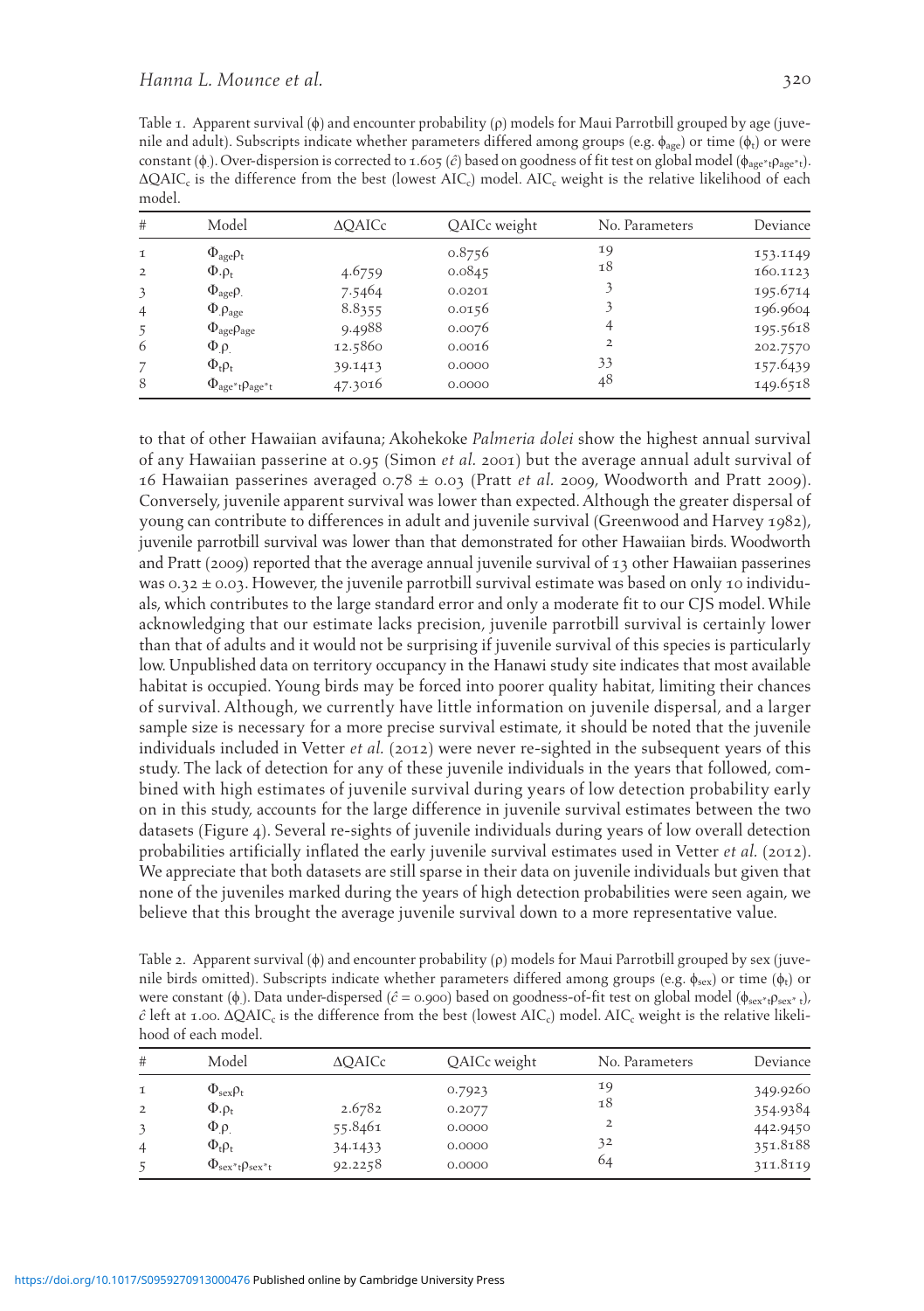Table 1. Apparent survival (ϕ) and encounter probability (ρ) models for Maui Parrotbill grouped by age (juvenile and adult). Subscripts indicate whether parameters differed among groups (e.g. $\phi_{age}$) or time ($\phi_t$) or were constant ($\phi_.$). Over-dispersion is corrected to 1.605 ($\hat{c}$) based on goodness of fit test on global model ($\phi_{age*t}\rho_{age*t}$). $\Delta QAIC_c$ is the difference from the best (lowest $AIC_c$) model. $AIC_c$ weight is the relative likelihood of each model.

| # | Model | ΔQAICc | QAICc weight | No. Parameters | Deviance |
|---|---|---|---|---|---|
| 1 | $\Phi_{age}\rho_t$ | | 0.8756 | 19 | 153.1149 |
| 2 | $\Phi_.\rho_t$ | 4.6759 | 0.0845 | 18 | 160.1123 |
| 3 | $\Phi_{age}\rho_.$ | 7.5464 | 0.0201 | 3 | 195.6714 |
| 4 | $\Phi_.\rho_{age}$ | 8.8355 | 0.0156 | 3 | 196.9604 |
| 5 | $\Phi_{age}\rho_{age}$ | 9.4988 | 0.0076 | 4 | 195.5618 |
| 6 | $\Phi_.\rho_.$ | 12.5860 | 0.0016 | 2 | 202.7570 |
| 7 | $\Phi_t\rho_t$ | 39.1413 | 0.0000 | 33 | 157.6439 |
| 8 | $\Phi_{age*t}\rho_{age*t}$ | 47.3016 | 0.0000 | 48 | 149.6518 |

to that of other Hawaiian avifauna; Akohekoke *Palmeria dolei* show the highest annual survival of any Hawaiian passerine at 0.95 (Simon *et al.* 2001) but the average annual adult survival of 16 Hawaiian passerines averaged 0.78 ± 0.03 (Pratt *et al.* 2009, Woodworth and Pratt 2009). Conversely, juvenile apparent survival was lower than expected. Although the greater dispersal of young can contribute to differences in adult and juvenile survival (Greenwood and Harvey 1982), juvenile parrotbill survival was lower than that demonstrated for other Hawaiian birds. Woodworth and Pratt (2009) reported that the average annual juvenile survival of 13 other Hawaiian passerines was 0.32 ± 0.03. However, the juvenile parrotbill survival estimate was based on only 10 individuals, which contributes to the large standard error and only a moderate fit to our CJS model. While acknowledging that our estimate lacks precision, juvenile parrotbill survival is certainly lower than that of adults and it would not be surprising if juvenile survival of this species is particularly low. Unpublished data on territory occupancy in the Hanawi study site indicates that most available habitat is occupied. Young birds may be forced into poorer quality habitat, limiting their chances of survival. Although, we currently have little information on juvenile dispersal, and a larger sample size is necessary for a more precise survival estimate, it should be noted that the juvenile individuals included in Vetter *et al.* (2012) were never re-sighted in the subsequent years of this study. The lack of detection for any of these juvenile individuals in the years that followed, combined with high estimates of juvenile survival during years of low detection probability early on in this study, accounts for the large difference in juvenile survival estimates between the two datasets (Figure 4). Several re-sights of juvenile individuals during years of low overall detection probabilities artificially inflated the early juvenile survival estimates used in Vetter *et al.* (2012). We appreciate that both datasets are still sparse in their data on juvenile individuals but given that none of the juveniles marked during the years of high detection probabilities were seen again, we believe that this brought the average juvenile survival down to a more representative value.

Table 2. Apparent survival (ϕ) and encounter probability (ρ) models for Maui Parrotbill grouped by sex (juvenile birds omitted). Subscripts indicate whether parameters differed among groups (e.g. $\phi_{sex}$) or time ($\phi_t$) or were constant ($\phi_.$). Data under-dispersed ($\hat{c}$ = 0.900) based on goodness-of-fit test on global model ($\phi_{sex*t}\rho_{sex*t}$), $\hat{c}$ left at 1.00. $\Delta QAIC_c$ is the difference from the best (lowest $AIC_c$) model. $AIC_c$ weight is the relative likelihood of each model.

| # | Model | ΔQAICc | QAICc weight | No. Parameters | Deviance |
|---|---|---|---|---|---|
| 1 | $\Phi_{sex}\rho_t$ | | 0.7923 | 19 | 349.9260 |
| 2 | $\Phi_.\rho_t$ | 2.6782 | 0.2077 | 18 | 354.9384 |
| 3 | $\Phi_.\rho_.$ | 55.8461 | 0.0000 | 2 | 442.9450 |
| 4 | $\Phi_t\rho_t$ | 34.1433 | 0.0000 | 32 | 351.8188 |
| 5 | $\Phi_{sex*t}\rho_{sex*t}$ | 92.2258 | 0.0000 | 64 | 311.8119 |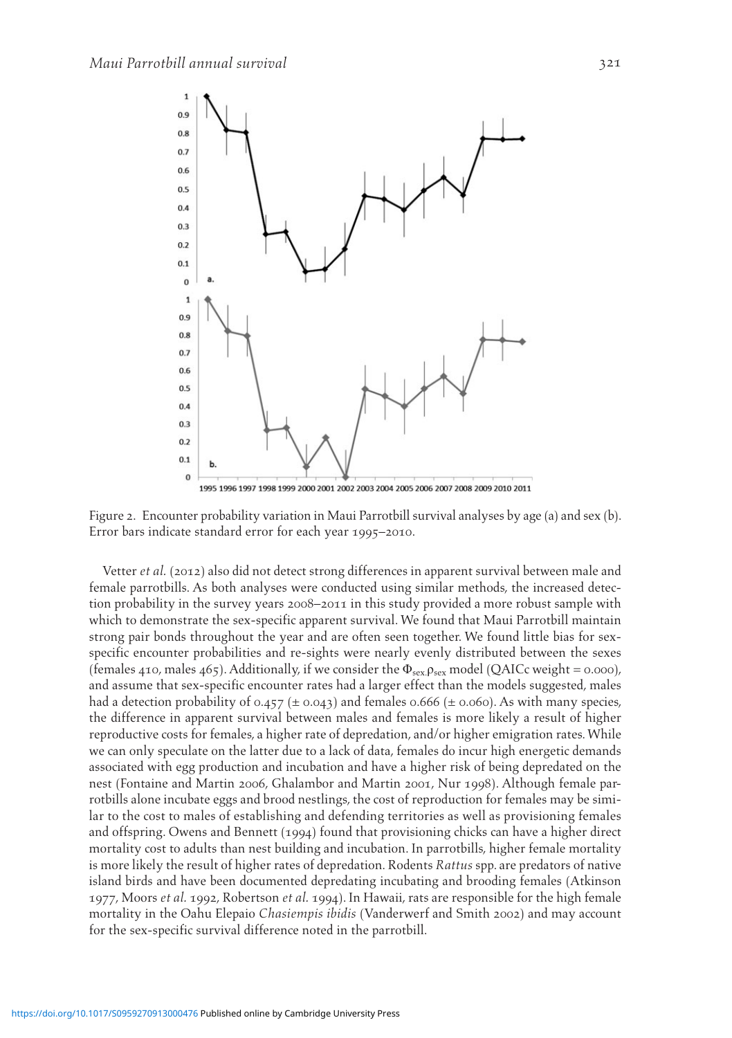Figure 2. Encounter probability variation in Maui Parrotbill survival analyses by age (a) and sex (b). Error bars indicate standard error for each year 1995–2010.

Vetter *et al.* (2012) also did not detect strong differences in apparent survival between male and female parrotbills. As both analyses were conducted using similar methods, the increased detection probability in the survey years 2008–2011 in this study provided a more robust sample with which to demonstrate the sex-specific apparent survival. We found that Maui Parrotbill maintain strong pair bonds throughout the year and are often seen together. We found little bias for sex-specific encounter probabilities and re-sights were nearly evenly distributed between the sexes (females 410, males 465). Additionally, if we consider the $\Phi_{sex}\rho_{sex}$ model (QAICc weight = 0.000), and assume that sex-specific encounter rates had a larger effect than the models suggested, males had a detection probability of 0.457 (± 0.043) and females 0.666 (± 0.060). As with many species, the difference in apparent survival between males and females is more likely a result of higher reproductive costs for females, a higher rate of depredation, and/or higher emigration rates. While we can only speculate on the latter due to a lack of data, females do incur high energetic demands associated with egg production and incubation and have a higher risk of being depredated on the nest (Fontaine and Martin 2006, Ghalambor and Martin 2001, Nur 1998). Although female parrotbills alone incubate eggs and brood nestlings, the cost of reproduction for females may be similar to the cost to males of establishing and defending territories as well as provisioning females and offspring. Owens and Bennett (1994) found that provisioning chicks can have a higher direct mortality cost to adults than nest building and incubation. In parrotbills, higher female mortality is more likely the result of higher rates of depredation. Rodents *Rattus* spp. are predators of native island birds and have been documented depredating incubating and brooding females (Atkinson 1977, Moors *et al.* 1992, Robertson *et al.* 1994). In Hawaii, rats are responsible for the high female mortality in the Oahu Elepaio *Chasiempis ibidis* (Vanderwerf and Smith 2002) and may account for the sex-specific survival difference noted in the parrotbill.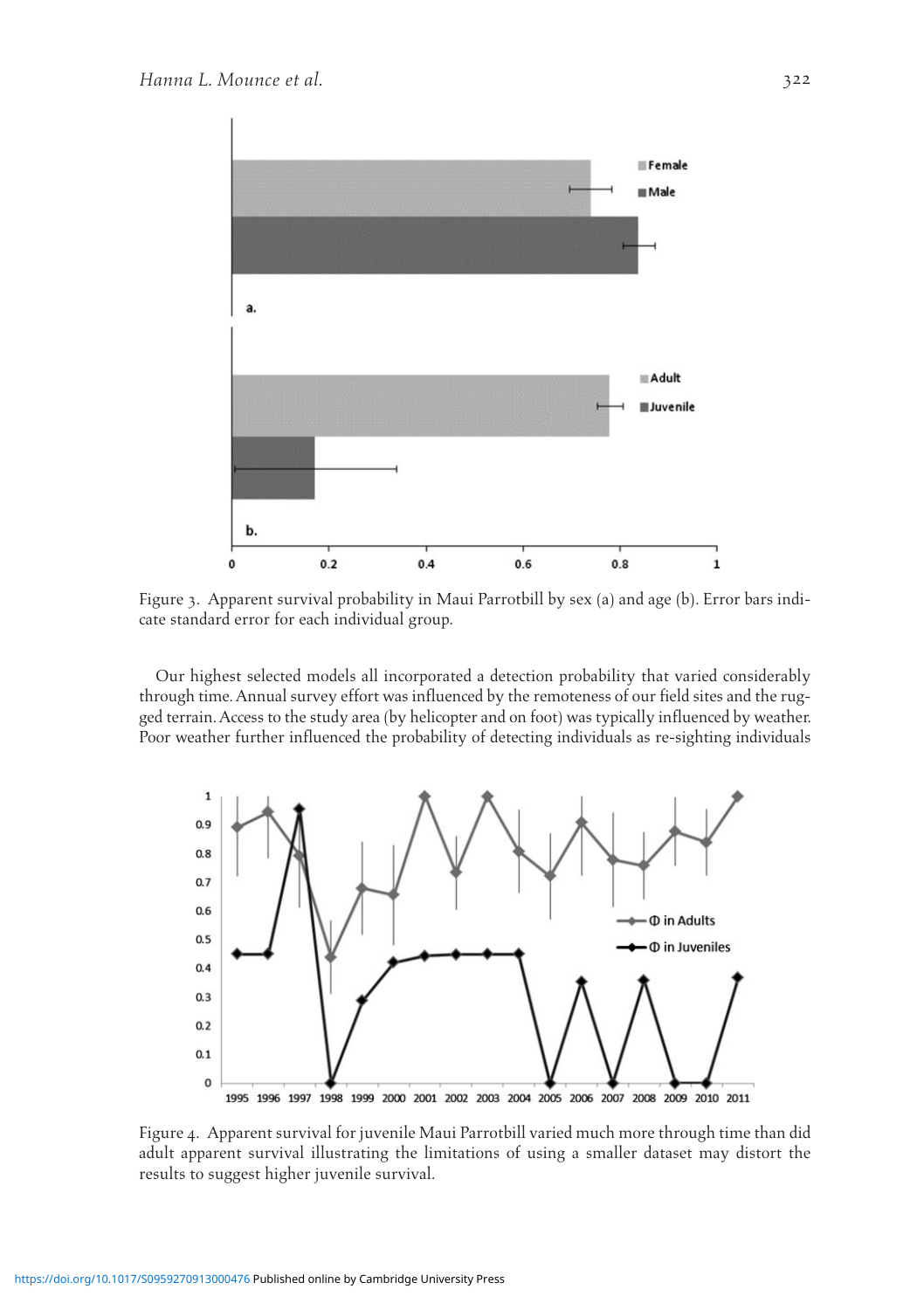Figure 3. Apparent survival probability in Maui Parrotbill by sex (a) and age (b). Error bars indicate standard error for each individual group.

Our highest selected models all incorporated a detection probability that varied considerably through time. Annual survey effort was influenced by the remoteness of our field sites and the rugged terrain. Access to the study area (by helicopter and on foot) was typically influenced by weather. Poor weather further influenced the probability of detecting individuals as re-sighting individuals

Figure 4. Apparent survival for juvenile Maui Parrotbill varied much more through time than did adult apparent survival illustrating the limitations of using a smaller dataset may distort the results to suggest higher juvenile survival.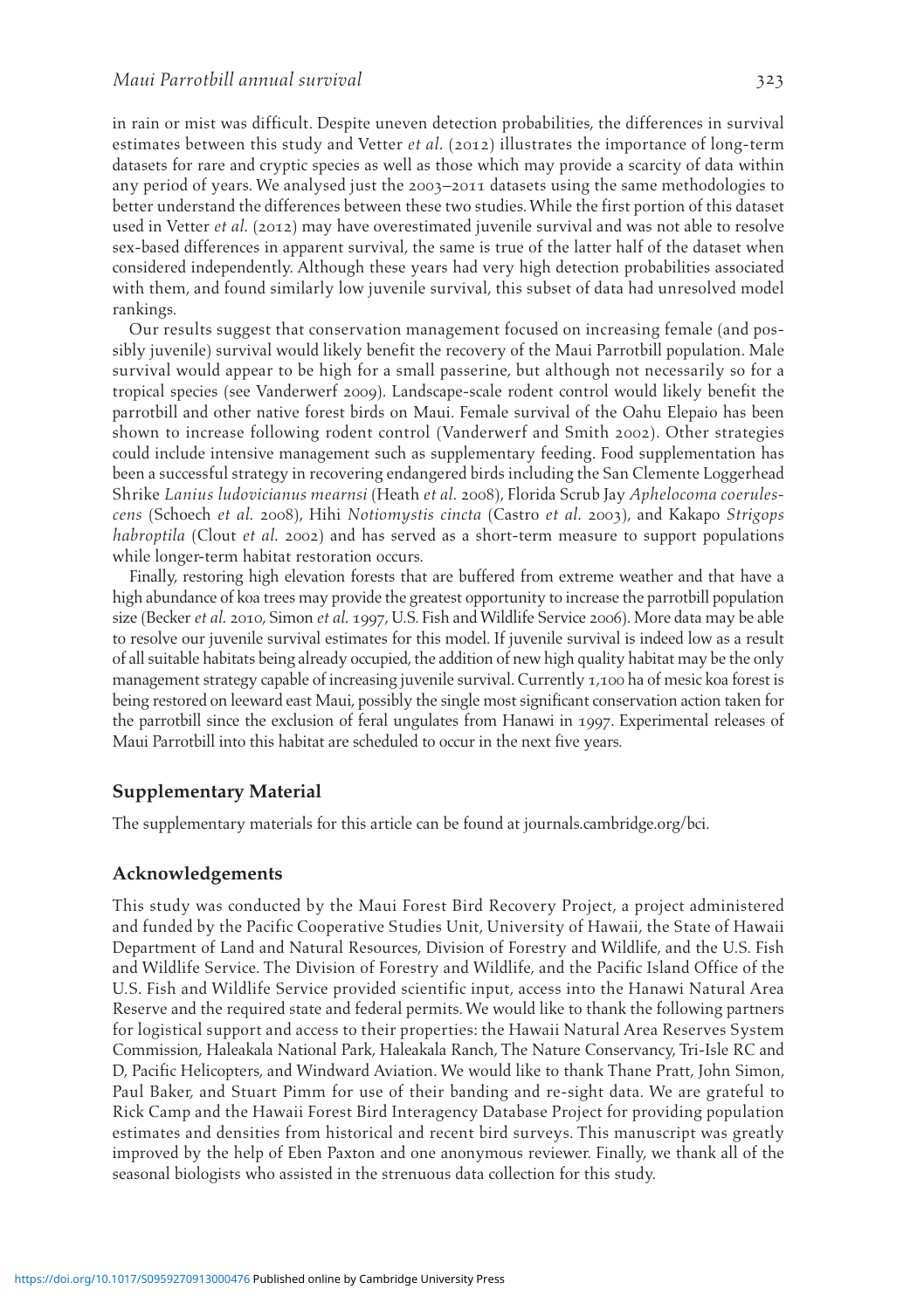in rain or mist was difficult. Despite uneven detection probabilities, the differences in survival estimates between this study and Vetter *et al.* (2012) illustrates the importance of long-term datasets for rare and cryptic species as well as those which may provide a scarcity of data within any period of years. We analysed just the 2003–2011 datasets using the same methodologies to better understand the differences between these two studies. While the first portion of this dataset used in Vetter *et al.* (2012) may have overestimated juvenile survival and was not able to resolve sex-based differences in apparent survival, the same is true of the latter half of the dataset when considered independently. Although these years had very high detection probabilities associated with them, and found similarly low juvenile survival, this subset of data had unresolved model rankings.

Our results suggest that conservation management focused on increasing female (and possibly juvenile) survival would likely benefit the recovery of the Maui Parrotbill population. Male survival would appear to be high for a small passerine, but although not necessarily so for a tropical species (see Vanderwerf 2009). Landscape-scale rodent control would likely benefit the parrotbill and other native forest birds on Maui. Female survival of the Oahu Elepaio has been shown to increase following rodent control (Vanderwerf and Smith 2002). Other strategies could include intensive management such as supplementary feeding. Food supplementation has been a successful strategy in recovering endangered birds including the San Clemente Loggerhead Shrike *Lanius ludovicianus mearnsi* (Heath *et al.* 2008), Florida Scrub Jay *Aphelocoma coerulescens* (Schoech *et al.* 2008), Hihi *Notiomystis cincta* (Castro *et al.* 2003), and Kakapo *Strigops habroptila* (Clout *et al.* 2002) and has served as a short-term measure to support populations while longer-term habitat restoration occurs.

Finally, restoring high elevation forests that are buffered from extreme weather and that have a high abundance of koa trees may provide the greatest opportunity to increase the parrotbill population size (Becker *et al.* 2010, Simon *et al.* 1997, U.S. Fish and Wildlife Service 2006). More data may be able to resolve our juvenile survival estimates for this model. If juvenile survival is indeed low as a result of all suitable habitats being already occupied, the addition of new high quality habitat may be the only management strategy capable of increasing juvenile survival. Currently 1,100 ha of mesic koa forest is being restored on leeward east Maui, possibly the single most significant conservation action taken for the parrotbill since the exclusion of feral ungulates from Hanawi in 1997. Experimental releases of Maui Parrotbill into this habitat are scheduled to occur in the next five years.

## Supplementary Material

The supplementary materials for this article can be found at journals.cambridge.org/bci.

## Acknowledgements

This study was conducted by the Maui Forest Bird Recovery Project, a project administered and funded by the Pacific Cooperative Studies Unit, University of Hawaii, the State of Hawaii Department of Land and Natural Resources, Division of Forestry and Wildlife, and the U.S. Fish and Wildlife Service. The Division of Forestry and Wildlife, and the Pacific Island Office of the U.S. Fish and Wildlife Service provided scientific input, access into the Hanawi Natural Area Reserve and the required state and federal permits. We would like to thank the following partners for logistical support and access to their properties: the Hawaii Natural Area Reserves System Commission, Haleakala National Park, Haleakala Ranch, The Nature Conservancy, Tri-Isle RC and D, Pacific Helicopters, and Windward Aviation. We would like to thank Thane Pratt, John Simon, Paul Baker, and Stuart Pimm for use of their banding and re-sight data. We are grateful to Rick Camp and the Hawaii Forest Bird Interagency Database Project for providing population estimates and densities from historical and recent bird surveys. This manuscript was greatly improved by the help of Eben Paxton and one anonymous reviewer. Finally, we thank all of the seasonal biologists who assisted in the strenuous data collection for this study.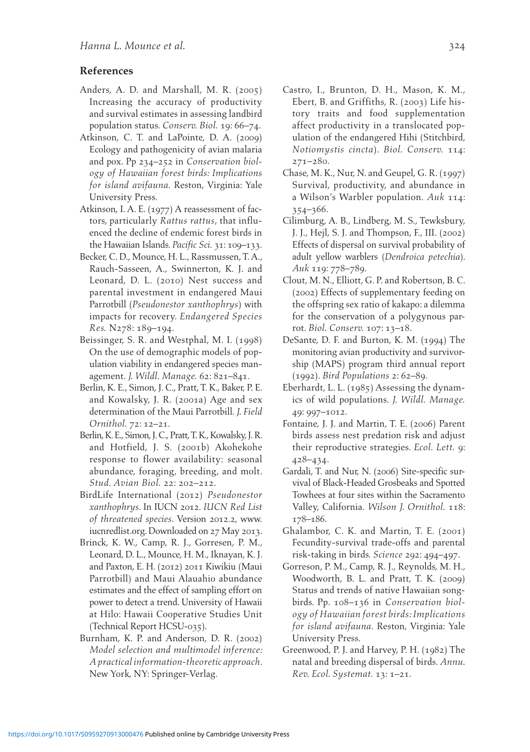## References

Anders, A. D. and Marshall, M. R. (2005) Increasing the accuracy of productivity and survival estimates in assessing landbird population status. *Conserv. Biol.* 19: 66–74.

Atkinson, C. T. and LaPointe, D. A. (2009) Ecology and pathogenicity of avian malaria and pox. Pp 234–252 in *Conservation biology of Hawaiian forest birds: Implications for island avifauna*. Reston, Virginia: Yale University Press.

Atkinson, I. A. E. (1977) A reassessment of factors, particularly *Rattus rattus*, that influenced the decline of endemic forest birds in the Hawaiian Islands. *Pacific Sci.* 31: 109–133.

Becker, C. D., Mounce, H. L., Rassmussen, T. A., Rauch-Sasseen, A., Swinnerton, K. J. and Leonard, D. L. (2010) Nest success and parental investment in endangered Maui Parrotbill (*Pseudonestor xanthophrys*) with impacts for recovery. *Endangered Species Res.* N278: 189–194.

Beissinger, S. R. and Westphal, M. I. (1998) On the use of demographic models of population viability in endangered species management. *J. Wildl. Manage.* 62: 821–841.

Berlin, K. E., Simon, J. C., Pratt, T. K., Baker, P. E. and Kowalsky, J. R. (2001a) Age and sex determination of the Maui Parrotbill. *J. Field Ornithol.* 72: 12–21.

Berlin, K. E., Simon, J. C., Pratt, T. K., Kowalsky, J. R. and Hotfield, J. S. (2001b) Akohekohe response to flower availability: seasonal abundance, foraging, breeding, and molt. *Stud. Avian Biol.* 22: 202–212.

BirdLife International (2012) *Pseudonestor xanthophrys*. In IUCN 2012. *IUCN Red List of threatened species*. Version 2012.2, www.iucnredlist.org. Downloaded on 27 May 2013.

Brinck, K. W., Camp, R. J., Gorresen, P. M., Leonard, D. L., Mounce, H. M., Iknayan, K. J. and Paxton, E. H. (2012) 2011 Kiwikiu (Maui Parrotbill) and Maui Alauahio abundance estimates and the effect of sampling effort on power to detect a trend. University of Hawaii at Hilo: Hawaii Cooperative Studies Unit (Technical Report HCSU-035).

Burnham, K. P. and Anderson, D. R. (2002) *Model selection and multimodel inference: A practical information-theoretic approach*. New York, NY: Springer-Verlag.

Castro, I., Brunton, D. H., Mason, K. M., Ebert, B. and Griffiths, R. (2003) Life history traits and food supplementation affect productivity in a translocated population of the endangered Hihi (Stitchbird, *Notiomystis cincta*). *Biol. Conserv.* 114: 271–280.

Chase, M. K., Nur, N. and Geupel, G. R. (1997) Survival, productivity, and abundance in a Wilson's Warbler population. *Auk* 114: 354–366.

Cilimburg, A. B., Lindberg, M. S., Tewksbury, J. J., Hejl, S. J. and Thompson, F., III. (2002) Effects of dispersal on survival probability of adult yellow warblers (*Dendroica petechia*). *Auk* 119: 778–789.

Clout, M. N., Elliott, G. P. and Robertson, B. C. (2002) Effects of supplementary feeding on the offspring sex ratio of kakapo: a dilemma for the conservation of a polygynous parrot. *Biol. Conserv.* 107: 13–18.

DeSante, D. F. and Burton, K. M. (1994) The monitoring avian productivity and survivorship (MAPS) program third annual report (1992). *Bird Populations* 2: 62–89.

Eberhardt, L. L. (1985) Assessing the dynamics of wild populations. *J. Wildl. Manage.* 49: 997–1012.

Fontaine, J. J. and Martin, T. E. (2006) Parent birds assess nest predation risk and adjust their reproductive strategies. *Ecol. Lett.* 9: 428–434.

Gardali, T. and Nur, N. (2006) Site-specific survival of Black-Headed Grosbeaks and Spotted Towhees at four sites within the Sacramento Valley, California. *Wilson J. Ornithol.* 118: 178–186.

Ghalambor, C. K. and Martin, T. E. (2001) Fecundity-survival trade-offs and parental risk-taking in birds. *Science* 292: 494–497.

Gorreson, P. M., Camp, R. J., Reynolds, M. H., Woodworth, B. L. and Pratt, T. K. (2009) Status and trends of native Hawaiian songbirds. Pp. 108–136 in *Conservation biology of Hawaiian forest birds: Implications for island avifauna*. Reston, Virginia: Yale University Press.

Greenwood, P. J. and Harvey, P. H. (1982) The natal and breeding dispersal of birds. *Annu. Rev. Ecol. Systemat.* 13: 1–21.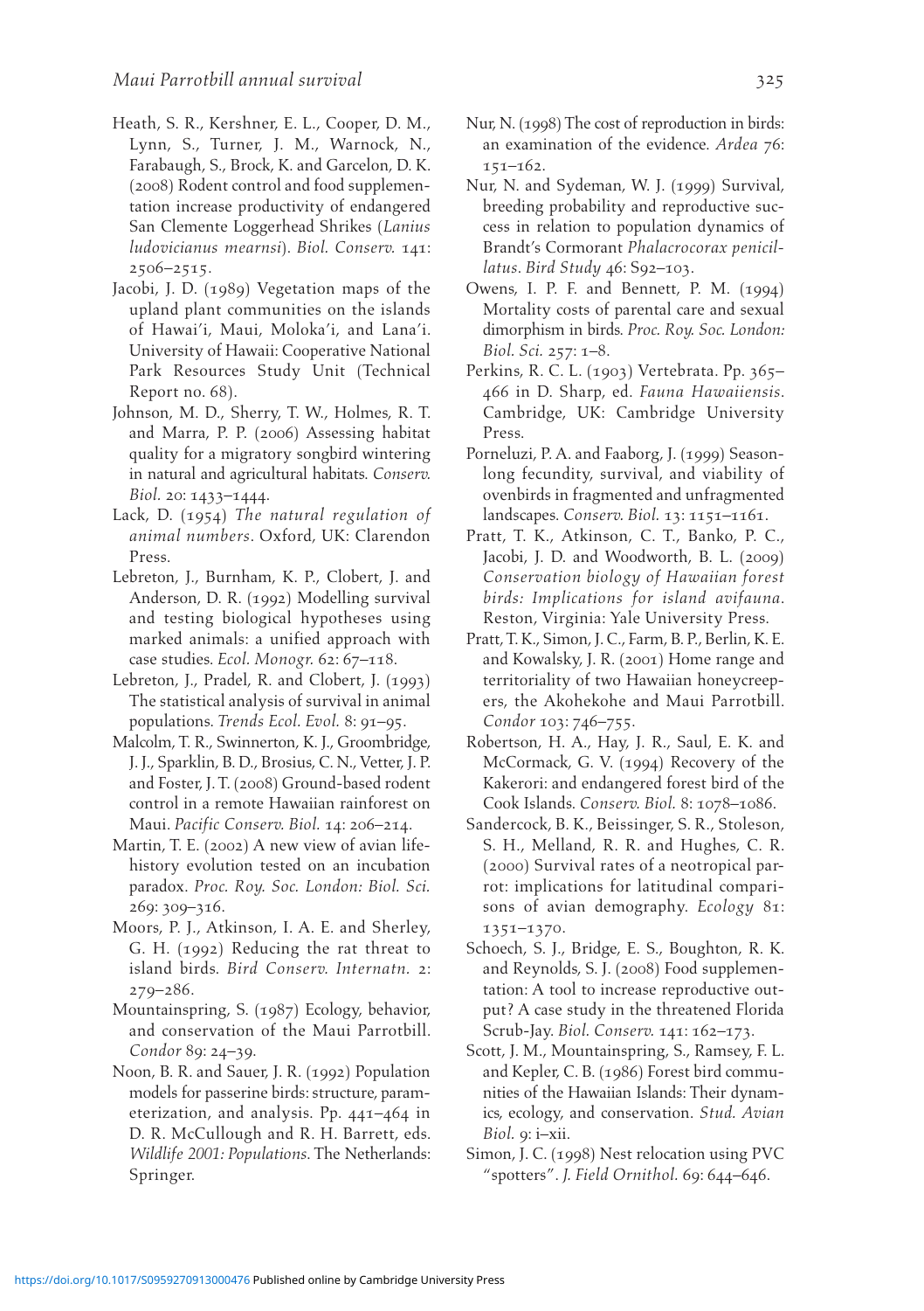Heath, S. R., Kershner, E. L., Cooper, D. M., Lynn, S., Turner, J. M., Warnock, N., Farabaugh, S., Brock, K. and Garcelon, D. K. (2008) Rodent control and food supplementation increase productivity of endangered San Clemente Loggerhead Shrikes (*Lanius ludovicianus mearnsi*). *Biol. Conserv.* 141: 2506–2515.

Jacobi, J. D. (1989) Vegetation maps of the upland plant communities on the islands of Hawai'i, Maui, Moloka'i, and Lana'i. University of Hawaii: Cooperative National Park Resources Study Unit (Technical Report no. 68).

Johnson, M. D., Sherry, T. W., Holmes, R. T. and Marra, P. P. (2006) Assessing habitat quality for a migratory songbird wintering in natural and agricultural habitats. *Conserv. Biol.* 20: 1433–1444.

Lack, D. (1954) *The natural regulation of animal numbers*. Oxford, UK: Clarendon Press.

Lebreton, J., Burnham, K. P., Clobert, J. and Anderson, D. R. (1992) Modelling survival and testing biological hypotheses using marked animals: a unified approach with case studies. *Ecol. Monogr.* 62: 67–118.

Lebreton, J., Pradel, R. and Clobert, J. (1993) The statistical analysis of survival in animal populations. *Trends Ecol. Evol.* 8: 91–95.

Malcolm, T. R., Swinnerton, K. J., Groombridge, J. J., Sparklin, B. D., Brosius, C. N., Vetter, J. P. and Foster, J. T. (2008) Ground-based rodent control in a remote Hawaiian rainforest on Maui. *Pacific Conserv. Biol.* 14: 206–214.

Martin, T. E. (2002) A new view of avian life-history evolution tested on an incubation paradox. *Proc. Roy. Soc. London: Biol. Sci.* 269: 309–316.

Moors, P. J., Atkinson, I. A. E. and Sherley, G. H. (1992) Reducing the rat threat to island birds. *Bird Conserv. Internatn.* 2: 279–286.

Mountainspring, S. (1987) Ecology, behavior, and conservation of the Maui Parrotbill. *Condor* 89: 24–39.

Noon, B. R. and Sauer, J. R. (1992) Population models for passerine birds: structure, parameterization, and analysis. Pp. 441–464 in D. R. McCullough and R. H. Barrett, eds. *Wildlife 2001: Populations*. The Netherlands: Springer.

Nur, N. (1998) The cost of reproduction in birds: an examination of the evidence. *Ardea* 76: 151–162.

Nur, N. and Sydeman, W. J. (1999) Survival, breeding probability and reproductive success in relation to population dynamics of Brandt's Cormorant *Phalacrocorax penicillatus*. *Bird Study* 46: S92–103.

Owens, I. P. F. and Bennett, P. M. (1994) Mortality costs of parental care and sexual dimorphism in birds. *Proc. Roy. Soc. London: Biol. Sci.* 257: 1–8.

Perkins, R. C. L. (1903) Vertebrata. Pp. 365–466 in D. Sharp, ed. *Fauna Hawaiiensis*. Cambridge, UK: Cambridge University Press.

Porneluzi, P. A. and Faaborg, J. (1999) Season-long fecundity, survival, and viability of ovenbirds in fragmented and unfragmented landscapes. *Conserv. Biol.* 13: 1151–1161.

Pratt, T. K., Atkinson, C. T., Banko, P. C., Jacobi, J. D. and Woodworth, B. L. (2009) *Conservation biology of Hawaiian forest birds: Implications for island avifauna*. Reston, Virginia: Yale University Press.

Pratt, T. K., Simon, J. C., Farm, B. P., Berlin, K. E. and Kowalsky, J. R. (2001) Home range and territoriality of two Hawaiian honeycreepers, the Akohekohe and Maui Parrotbill. *Condor* 103: 746–755.

Robertson, H. A., Hay, J. R., Saul, E. K. and McCormack, G. V. (1994) Recovery of the Kakerori: and endangered forest bird of the Cook Islands. *Conserv. Biol.* 8: 1078–1086.

Sandercock, B. K., Beissinger, S. R., Stoleson, S. H., Melland, R. R. and Hughes, C. R. (2000) Survival rates of a neotropical parrot: implications for latitudinal comparisons of avian demography. *Ecology* 81: 1351–1370.

Schoech, S. J., Bridge, E. S., Boughton, R. K. and Reynolds, S. J. (2008) Food supplementation: A tool to increase reproductive output? A case study in the threatened Florida Scrub-Jay. *Biol. Conserv.* 141: 162–173.

Scott, J. M., Mountainspring, S., Ramsey, F. L. and Kepler, C. B. (1986) Forest bird communities of the Hawaiian Islands: Their dynamics, ecology, and conservation. *Stud. Avian Biol.* 9: i–xii.

Simon, J. C. (1998) Nest relocation using PVC "spotters". *J. Field Ornithol.* 69: 644–646.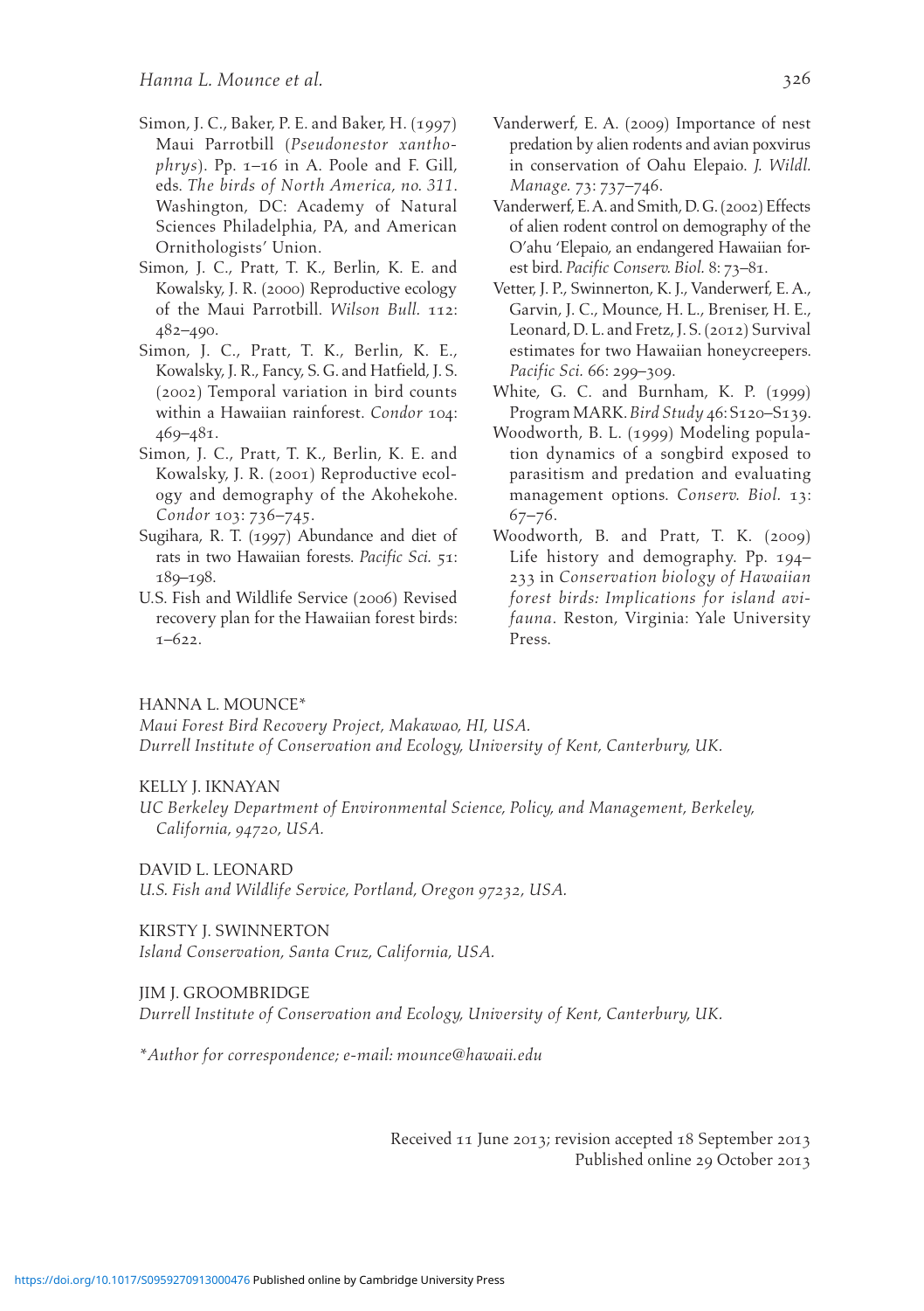Simon, J. C., Baker, P. E. and Baker, H. (1997) Maui Parrotbill (*Pseudonestor xanthophrys*). Pp. 1–16 in A. Poole and F. Gill, eds. *The birds of North America, no. 311*. Washington, DC: Academy of Natural Sciences Philadelphia, PA, and American Ornithologists' Union.

Simon, J. C., Pratt, T. K., Berlin, K. E. and Kowalsky, J. R. (2000) Reproductive ecology of the Maui Parrotbill. *Wilson Bull.* 112: 482–490.

Simon, J. C., Pratt, T. K., Berlin, K. E., Kowalsky, J. R., Fancy, S. G. and Hatfield, J. S. (2002) Temporal variation in bird counts within a Hawaiian rainforest. *Condor* 104: 469–481.

Simon, J. C., Pratt, T. K., Berlin, K. E. and Kowalsky, J. R. (2001) Reproductive ecology and demography of the Akohekohe. *Condor* 103: 736–745.

Sugihara, R. T. (1997) Abundance and diet of rats in two Hawaiian forests. *Pacific Sci.* 51: 189–198.

U.S. Fish and Wildlife Service (2006) Revised recovery plan for the Hawaiian forest birds: 1–622.

Vanderwerf, E. A. (2009) Importance of nest predation by alien rodents and avian poxvirus in conservation of Oahu Elepaio. *J. Wildl. Manage.* 73: 737–746.

Vanderwerf, E. A. and Smith, D. G. (2002) Effects of alien rodent control on demography of the O'ahu 'Elepaio, an endangered Hawaiian forest bird. *Pacific Conserv. Biol.* 8: 73–81.

Vetter, J. P., Swinnerton, K. J., Vanderwerf, E. A., Garvin, J. C., Mounce, H. L., Breniser, H. E., Leonard, D. L. and Fretz, J. S. (2012) Survival estimates for two Hawaiian honeycreepers. *Pacific Sci.* 66: 299–309.

White, G. C. and Burnham, K. P. (1999) Program MARK. *Bird Study* 46: S120–S139.

Woodworth, B. L. (1999) Modeling population dynamics of a songbird exposed to parasitism and predation and evaluating management options. *Conserv. Biol.* 13: 67–76.

Woodworth, B. and Pratt, T. K. (2009) Life history and demography. Pp. 194–233 in *Conservation biology of Hawaiian forest birds: Implications for island avifauna*. Reston, Virginia: Yale University Press.

HANNA L. MOUNCE*
*Maui Forest Bird Recovery Project, Makawao, HI, USA.*
*Durrell Institute of Conservation and Ecology, University of Kent, Canterbury, UK.*

KELLY J. IKNAYAN
*UC Berkeley Department of Environmental Science, Policy, and Management, Berkeley, California, 94720, USA.*

DAVID L. LEONARD
*U.S. Fish and Wildlife Service, Portland, Oregon 97232, USA.*

KIRSTY J. SWINNERTON
*Island Conservation, Santa Cruz, California, USA.*

JIM J. GROOMBRIDGE
*Durrell Institute of Conservation and Ecology, University of Kent, Canterbury, UK.*

*\*Author for correspondence; e-mail: mounce@hawaii.edu*

Received 11 June 2013; revision accepted 18 September 2013
Published online 29 October 2013